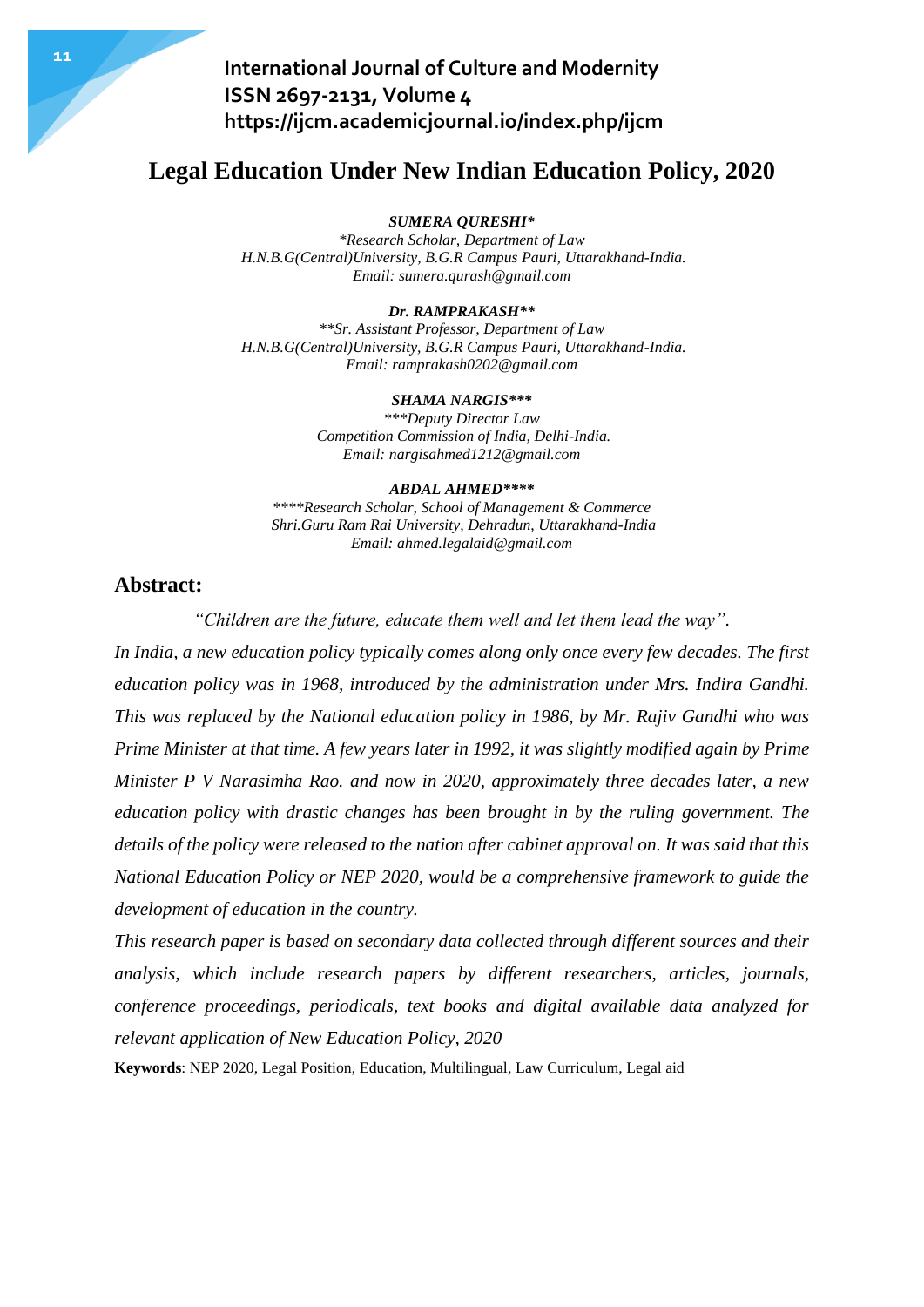# Legal Education Under New Indian Education Policy, 2020

***SUMERA QURESHI****

*\*Research Scholar, Department of Law*
*H.N.B.G(Central)University, B.G.R Campus Pauri, Uttarakhand-India.*
*Email: sumera.qurash@gmail.com*

***Dr. RAMPRAKASH*****

*\*\*Sr. Assistant Professor, Department of Law*
*H.N.B.G(Central)University, B.G.R Campus Pauri, Uttarakhand-India.*
*Email: ramprakash0202@gmail.com*

***SHAMA NARGIS******

*\*\*\*Deputy Director Law*
*Competition Commission of India, Delhi-India.*
*Email: nargisahmed1212@gmail.com*

***ABDAL AHMED*******

*\*\*\*\*Research Scholar, School of Management & Commerce*
*Shri.Guru Ram Rai University, Dehradun, Uttarakhand-India*
*Email: ahmed.legalaid@gmail.com*

## Abstract:

*"Children are the future, educate them well and let them lead the way".*

*In India, a new education policy typically comes along only once every few decades. The first education policy was in 1968, introduced by the administration under Mrs. Indira Gandhi. This was replaced by the National education policy in 1986, by Mr. Rajiv Gandhi who was Prime Minister at that time. A few years later in 1992, it was slightly modified again by Prime Minister P V Narasimha Rao. and now in 2020, approximately three decades later, a new education policy with drastic changes has been brought in by the ruling government. The details of the policy were released to the nation after cabinet approval on. It was said that this National Education Policy or NEP 2020, would be a comprehensive framework to guide the development of education in the country.*

*This research paper is based on secondary data collected through different sources and their analysis, which include research papers by different researchers, articles, journals, conference proceedings, periodicals, text books and digital available data analyzed for relevant application of New Education Policy, 2020*

**Keywords**: NEP 2020, Legal Position, Education, Multilingual, Law Curriculum, Legal aid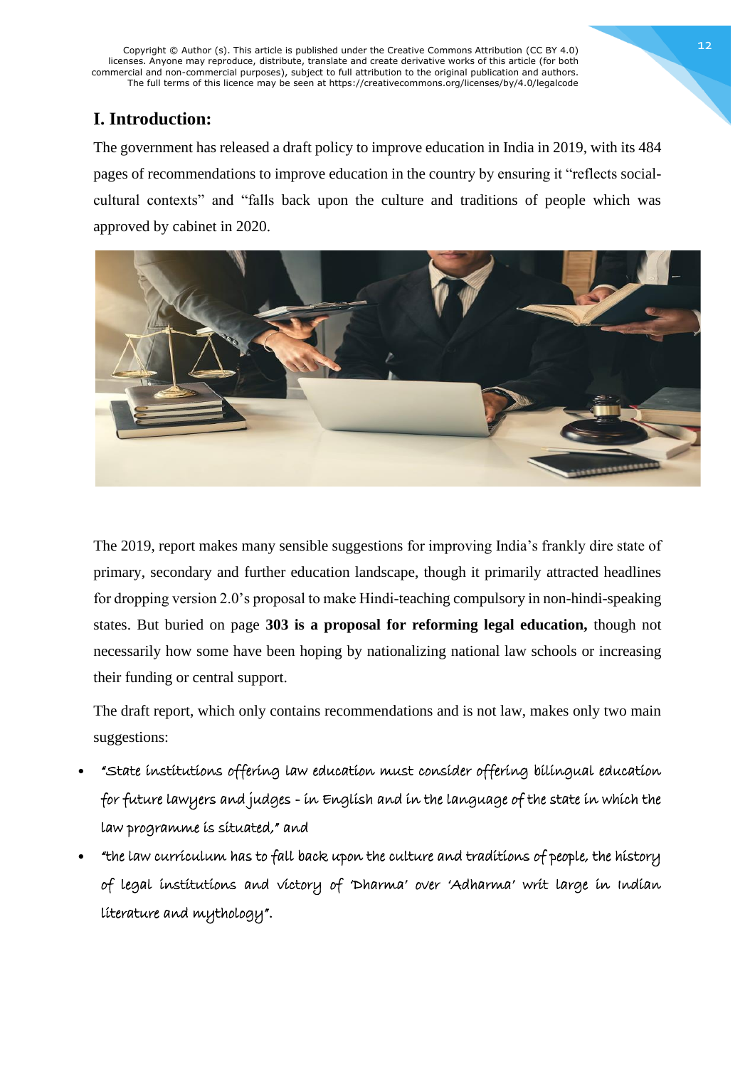Copyright © Author (s). This article is published under the Creative Commons Attribution (CC BY 4.0) licenses. Anyone may reproduce, distribute, translate and create derivative works of this article (for both commercial and non-commercial purposes), subject to full attribution to the original publication and authors. The full terms of this licence may be seen at https://creativecommons.org/licenses/by/4.0/legalcode

## I. Introduction:

The government has released a draft policy to improve education in India in 2019, with its 484 pages of recommendations to improve education in the country by ensuring it "reflects social-cultural contexts" and "falls back upon the culture and traditions of people which was approved by cabinet in 2020.

The 2019, report makes many sensible suggestions for improving India's frankly dire state of primary, secondary and further education landscape, though it primarily attracted headlines for dropping version 2.0's proposal to make Hindi-teaching compulsory in non-hindi-speaking states. But buried on page **303 is a proposal for reforming legal education,** though not necessarily how some have been hoping by nationalizing national law schools or increasing their funding or central support.

The draft report, which only contains recommendations and is not law, makes only two main suggestions:

- "State institutions offering law education must consider offering bilingual education for future lawyers and judges - in English and in the language of the state in which the law programme is situated," and
- "the law curriculum has to fall back upon the culture and traditions of people, the history of legal institutions and victory of 'Dharma' over 'Adharma' writ large in Indian literature and mythology".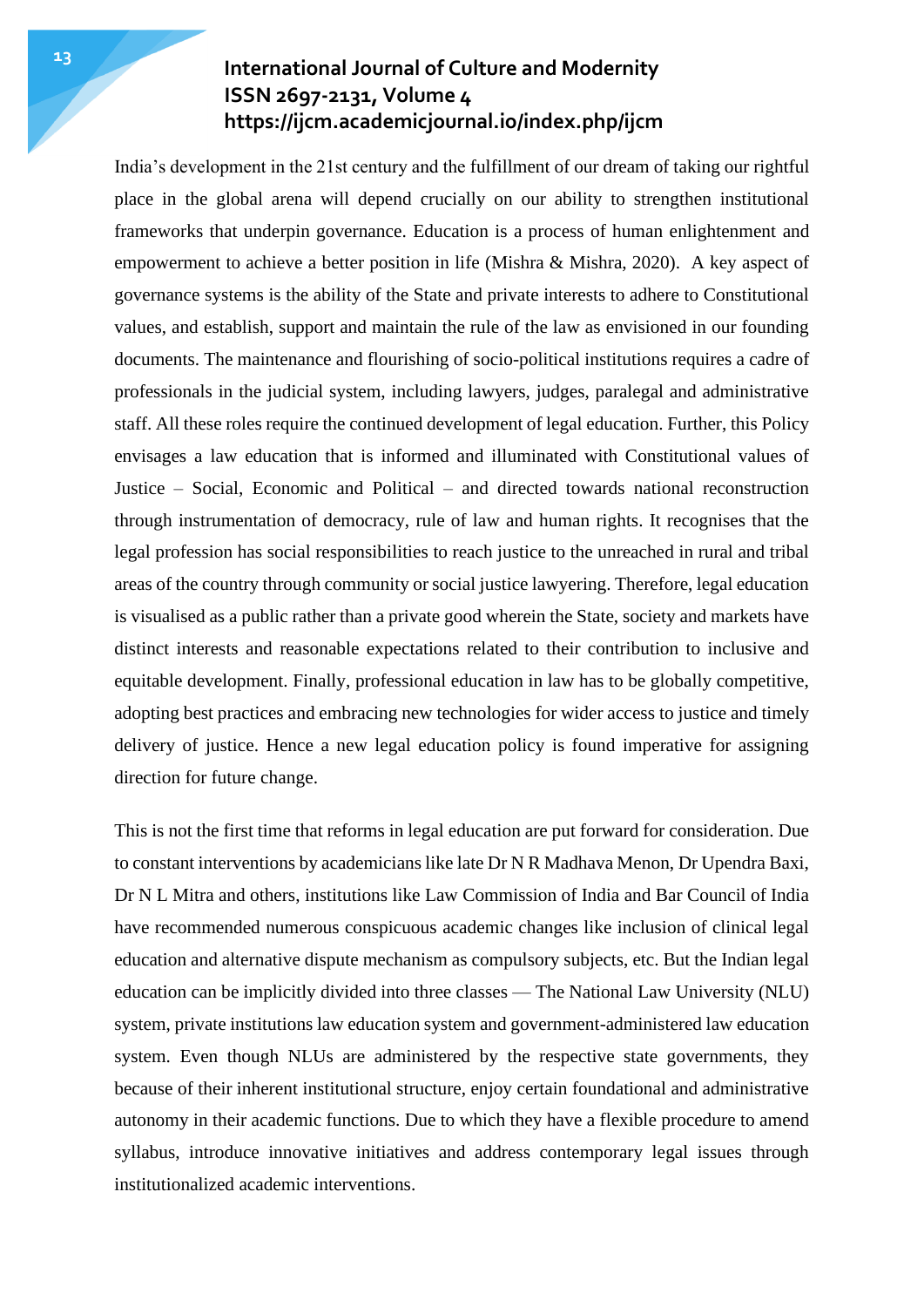India's development in the 21st century and the fulfillment of our dream of taking our rightful place in the global arena will depend crucially on our ability to strengthen institutional frameworks that underpin governance. Education is a process of human enlightenment and empowerment to achieve a better position in life (Mishra & Mishra, 2020). A key aspect of governance systems is the ability of the State and private interests to adhere to Constitutional values, and establish, support and maintain the rule of the law as envisioned in our founding documents. The maintenance and flourishing of socio-political institutions requires a cadre of professionals in the judicial system, including lawyers, judges, paralegal and administrative staff. All these roles require the continued development of legal education. Further, this Policy envisages a law education that is informed and illuminated with Constitutional values of Justice – Social, Economic and Political – and directed towards national reconstruction through instrumentation of democracy, rule of law and human rights. It recognises that the legal profession has social responsibilities to reach justice to the unreached in rural and tribal areas of the country through community or social justice lawyering. Therefore, legal education is visualised as a public rather than a private good wherein the State, society and markets have distinct interests and reasonable expectations related to their contribution to inclusive and equitable development. Finally, professional education in law has to be globally competitive, adopting best practices and embracing new technologies for wider access to justice and timely delivery of justice. Hence a new legal education policy is found imperative for assigning direction for future change.

This is not the first time that reforms in legal education are put forward for consideration. Due to constant interventions by academicians like late Dr N R Madhava Menon, Dr Upendra Baxi, Dr N L Mitra and others, institutions like Law Commission of India and Bar Council of India have recommended numerous conspicuous academic changes like inclusion of clinical legal education and alternative dispute mechanism as compulsory subjects, etc. But the Indian legal education can be implicitly divided into three classes — The National Law University (NLU) system, private institutions law education system and government-administered law education system. Even though NLUs are administered by the respective state governments, they because of their inherent institutional structure, enjoy certain foundational and administrative autonomy in their academic functions. Due to which they have a flexible procedure to amend syllabus, introduce innovative initiatives and address contemporary legal issues through institutionalized academic interventions.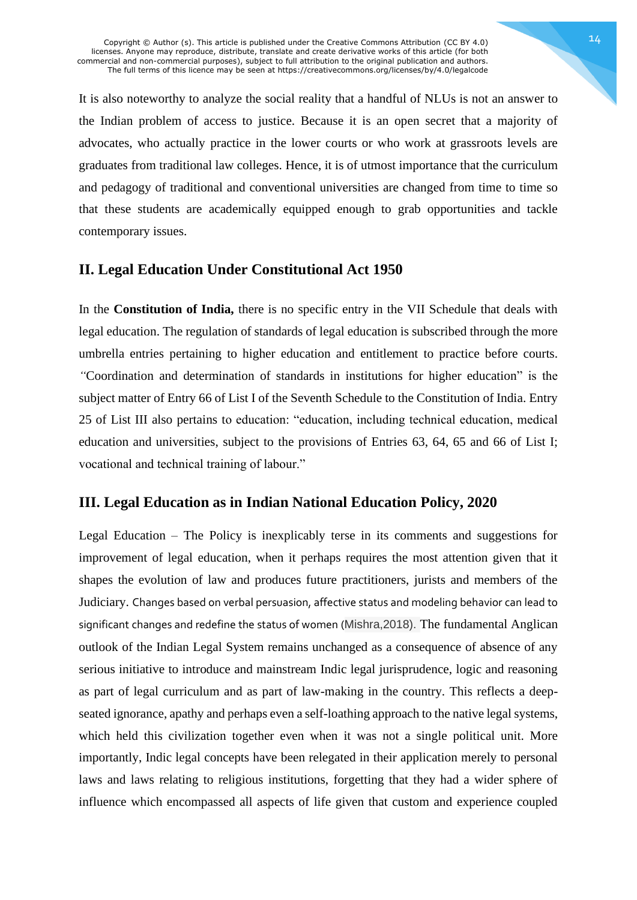It is also noteworthy to analyze the social reality that a handful of NLUs is not an answer to the Indian problem of access to justice. Because it is an open secret that a majority of advocates, who actually practice in the lower courts or who work at grassroots levels are graduates from traditional law colleges. Hence, it is of utmost importance that the curriculum and pedagogy of traditional and conventional universities are changed from time to time so that these students are academically equipped enough to grab opportunities and tackle contemporary issues.

## II. Legal Education Under Constitutional Act 1950

In the **Constitution of India,** there is no specific entry in the VII Schedule that deals with legal education. The regulation of standards of legal education is subscribed through the more umbrella entries pertaining to higher education and entitlement to practice before courts. "Coordination and determination of standards in institutions for higher education" is the subject matter of Entry 66 of List I of the Seventh Schedule to the Constitution of India. Entry 25 of List III also pertains to education: "education, including technical education, medical education and universities, subject to the provisions of Entries 63, 64, 65 and 66 of List I; vocational and technical training of labour."

## III. Legal Education as in Indian National Education Policy, 2020

Legal Education – The Policy is inexplicably terse in its comments and suggestions for improvement of legal education, when it perhaps requires the most attention given that it shapes the evolution of law and produces future practitioners, jurists and members of the Judiciary. Changes based on verbal persuasion, affective status and modeling behavior can lead to significant changes and redefine the status of women (Mishra,2018). The fundamental Anglican outlook of the Indian Legal System remains unchanged as a consequence of absence of any serious initiative to introduce and mainstream Indic legal jurisprudence, logic and reasoning as part of legal curriculum and as part of law-making in the country. This reflects a deep-seated ignorance, apathy and perhaps even a self-loathing approach to the native legal systems, which held this civilization together even when it was not a single political unit. More importantly, Indic legal concepts have been relegated in their application merely to personal laws and laws relating to religious institutions, forgetting that they had a wider sphere of influence which encompassed all aspects of life given that custom and experience coupled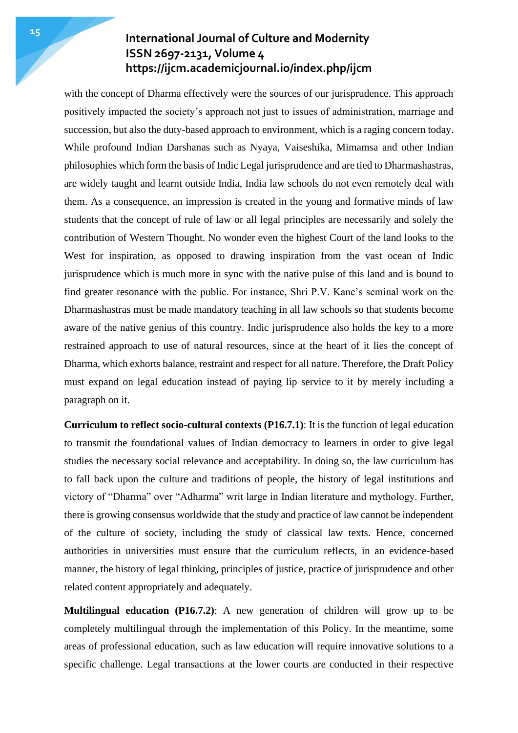with the concept of Dharma effectively were the sources of our jurisprudence. This approach positively impacted the society's approach not just to issues of administration, marriage and succession, but also the duty-based approach to environment, which is a raging concern today. While profound Indian Darshanas such as Nyaya, Vaiseshika, Mimamsa and other Indian philosophies which form the basis of Indic Legal jurisprudence and are tied to Dharmashastras, are widely taught and learnt outside India, India law schools do not even remotely deal with them. As a consequence, an impression is created in the young and formative minds of law students that the concept of rule of law or all legal principles are necessarily and solely the contribution of Western Thought. No wonder even the highest Court of the land looks to the West for inspiration, as opposed to drawing inspiration from the vast ocean of Indic jurisprudence which is much more in sync with the native pulse of this land and is bound to find greater resonance with the public. For instance, Shri P.V. Kane's seminal work on the Dharmashastras must be made mandatory teaching in all law schools so that students become aware of the native genius of this country. Indic jurisprudence also holds the key to a more restrained approach to use of natural resources, since at the heart of it lies the concept of Dharma, which exhorts balance, restraint and respect for all nature. Therefore, the Draft Policy must expand on legal education instead of paying lip service to it by merely including a paragraph on it.

**Curriculum to reflect socio-cultural contexts (P16.7.1)**: It is the function of legal education to transmit the foundational values of Indian democracy to learners in order to give legal studies the necessary social relevance and acceptability. In doing so, the law curriculum has to fall back upon the culture and traditions of people, the history of legal institutions and victory of "Dharma" over "Adharma" writ large in Indian literature and mythology. Further, there is growing consensus worldwide that the study and practice of law cannot be independent of the culture of society, including the study of classical law texts. Hence, concerned authorities in universities must ensure that the curriculum reflects, in an evidence-based manner, the history of legal thinking, principles of justice, practice of jurisprudence and other related content appropriately and adequately.

**Multilingual education (P16.7.2)**: A new generation of children will grow up to be completely multilingual through the implementation of this Policy. In the meantime, some areas of professional education, such as law education will require innovative solutions to a specific challenge. Legal transactions at the lower courts are conducted in their respective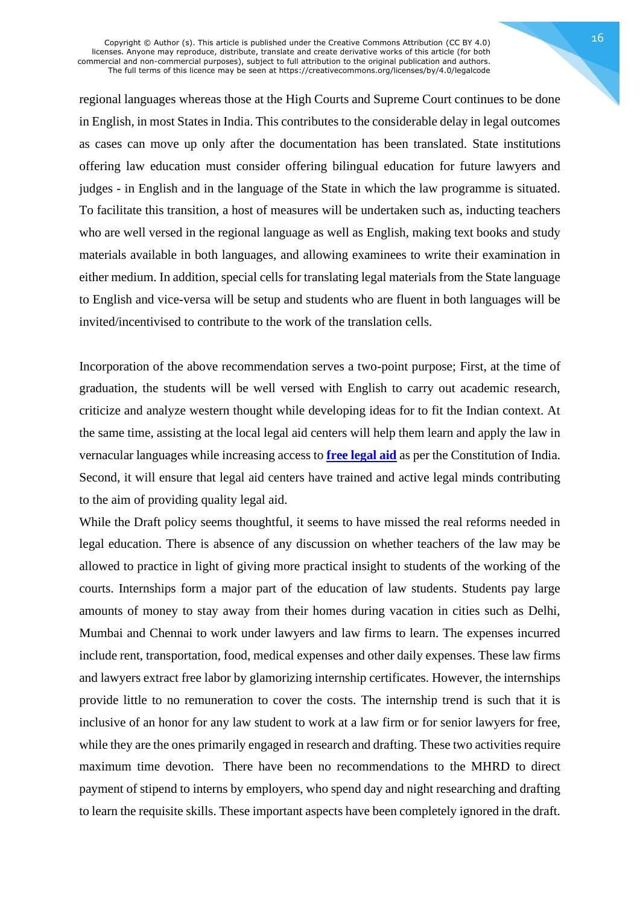regional languages whereas those at the High Courts and Supreme Court continues to be done in English, in most States in India. This contributes to the considerable delay in legal outcomes as cases can move up only after the documentation has been translated. State institutions offering law education must consider offering bilingual education for future lawyers and judges - in English and in the language of the State in which the law programme is situated. To facilitate this transition, a host of measures will be undertaken such as, inducting teachers who are well versed in the regional language as well as English, making text books and study materials available in both languages, and allowing examinees to write their examination in either medium. In addition, special cells for translating legal materials from the State language to English and vice-versa will be setup and students who are fluent in both languages will be invited/incentivised to contribute to the work of the translation cells.

Incorporation of the above recommendation serves a two-point purpose; First, at the time of graduation, the students will be well versed with English to carry out academic research, criticize and analyze western thought while developing ideas for to fit the Indian context. At the same time, assisting at the local legal aid centers will help them learn and apply the law in vernacular languages while increasing access to **free legal aid** as per the Constitution of India. Second, it will ensure that legal aid centers have trained and active legal minds contributing to the aim of providing quality legal aid.

While the Draft policy seems thoughtful, it seems to have missed the real reforms needed in legal education. There is absence of any discussion on whether teachers of the law may be allowed to practice in light of giving more practical insight to students of the working of the courts. Internships form a major part of the education of law students. Students pay large amounts of money to stay away from their homes during vacation in cities such as Delhi, Mumbai and Chennai to work under lawyers and law firms to learn. The expenses incurred include rent, transportation, food, medical expenses and other daily expenses. These law firms and lawyers extract free labor by glamorizing internship certificates. However, the internships provide little to no remuneration to cover the costs. The internship trend is such that it is inclusive of an honor for any law student to work at a law firm or for senior lawyers for free, while they are the ones primarily engaged in research and drafting. These two activities require maximum time devotion. There have been no recommendations to the MHRD to direct payment of stipend to interns by employers, who spend day and night researching and drafting to learn the requisite skills. These important aspects have been completely ignored in the draft.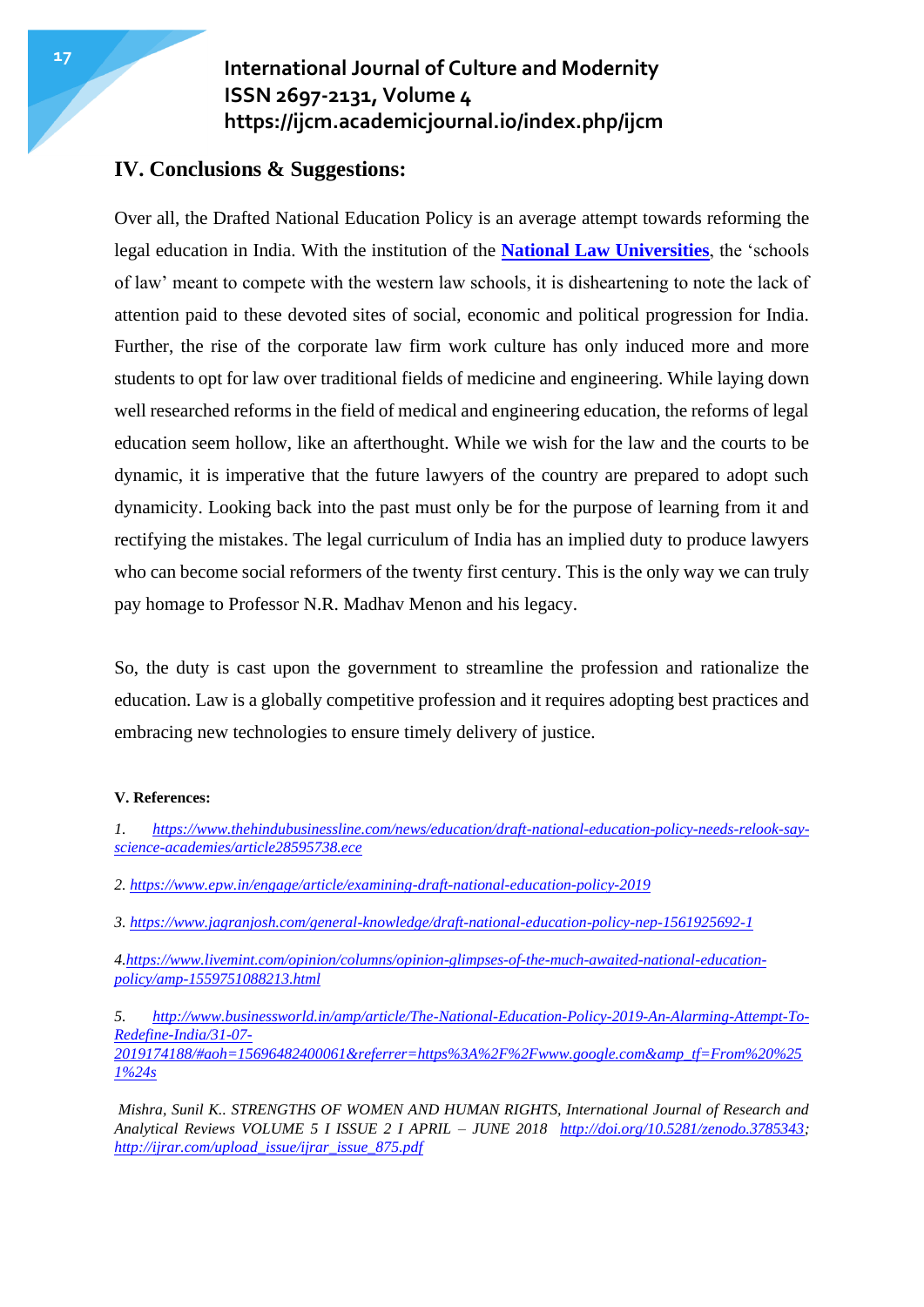## IV. Conclusions & Suggestions:

Over all, the Drafted National Education Policy is an average attempt towards reforming the legal education in India. With the institution of the **National Law Universities**, the 'schools of law' meant to compete with the western law schools, it is disheartening to note the lack of attention paid to these devoted sites of social, economic and political progression for India. Further, the rise of the corporate law firm work culture has only induced more and more students to opt for law over traditional fields of medicine and engineering. While laying down well researched reforms in the field of medical and engineering education, the reforms of legal education seem hollow, like an afterthought. While we wish for the law and the courts to be dynamic, it is imperative that the future lawyers of the country are prepared to adopt such dynamicity. Looking back into the past must only be for the purpose of learning from it and rectifying the mistakes. The legal curriculum of India has an implied duty to produce lawyers who can become social reformers of the twenty first century. This is the only way we can truly pay homage to Professor N.R. Madhav Menon and his legacy.

So, the duty is cast upon the government to streamline the profession and rationalize the education. Law is a globally competitive profession and it requires adopting best practices and embracing new technologies to ensure timely delivery of justice.

**V. References:**

*1. https://www.thehindubusinessline.com/news/education/draft-national-education-policy-needs-relook-say-science-academies/article28595738.ece*

*2. https://www.epw.in/engage/article/examining-draft-national-education-policy-2019*

*3. https://www.jagranjosh.com/general-knowledge/draft-national-education-policy-nep-1561925692-1*

*4.https://www.livemint.com/opinion/columns/opinion-glimpses-of-the-much-awaited-national-education-policy/amp-1559751088213.html*

*5. http://www.businessworld.in/amp/article/The-National-Education-Policy-2019-An-Alarming-Attempt-To-Redefine-India/31-07-2019174188/#aoh=15696482400061&referrer=https%3A%2F%2Fwww.google.com&amp_tf=From%20%251%24s*

*Mishra, Sunil K.. STRENGTHS OF WOMEN AND HUMAN RIGHTS, International Journal of Research and Analytical Reviews VOLUME 5 I ISSUE 2 I APRIL – JUNE 2018 http://doi.org/10.5281/zenodo.3785343; http://ijrar.com/upload_issue/ijrar_issue_875.pdf*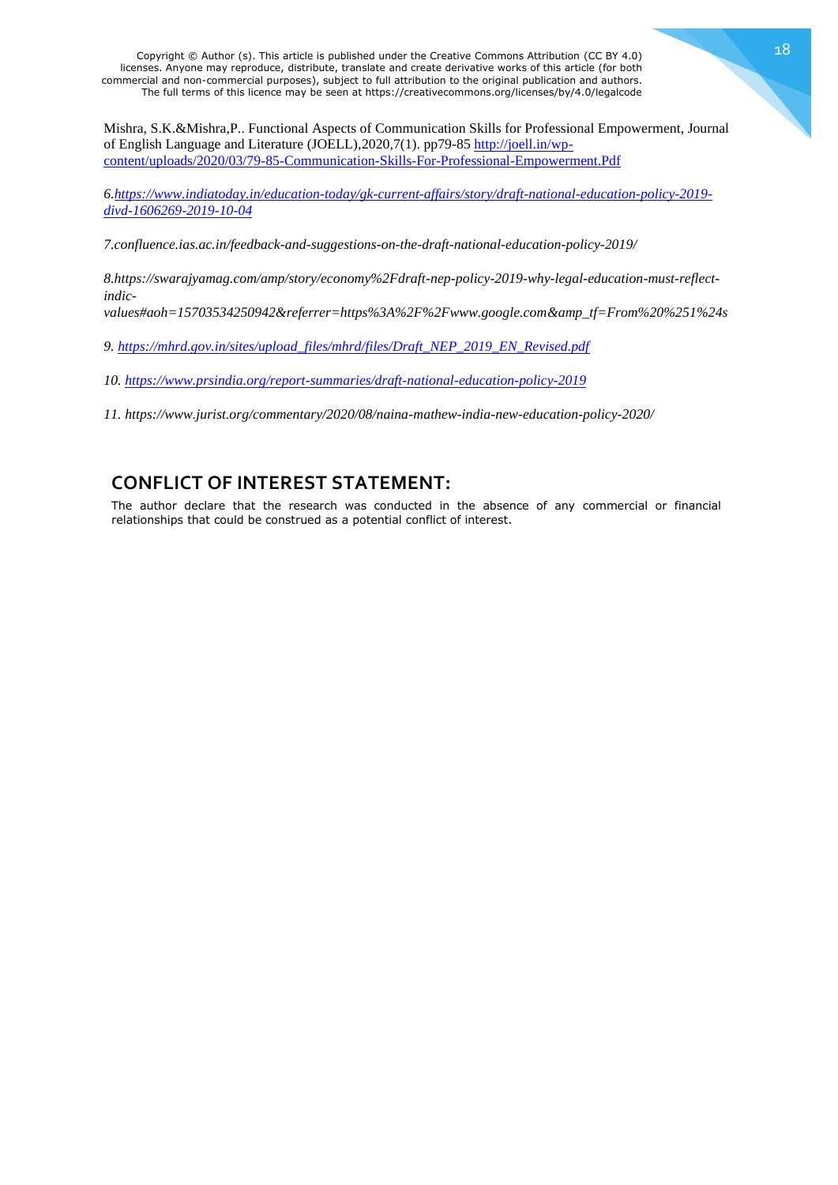Mishra, S.K.&Mishra,P.. Functional Aspects of Communication Skills for Professional Empowerment, Journal of English Language and Literature (JOELL),2020,7(1). pp79-85 http://joell.in/wp-content/uploads/2020/03/79-85-Communication-Skills-For-Professional-Empowerment.Pdf

*6.https://www.indiatoday.in/education-today/gk-current-affairs/story/draft-national-education-policy-2019-divd-1606269-2019-10-04*

*7.confluence.ias.ac.in/feedback-and-suggestions-on-the-draft-national-education-policy-2019/*

*8.https://swarajyamag.com/amp/story/economy%2Fdraft-nep-policy-2019-why-legal-education-must-reflect-indic-values#aoh=15703534250942&referrer=https%3A%2F%2Fwww.google.com&amp_tf=From%20%251%24s*

*9. https://mhrd.gov.in/sites/upload_files/mhrd/files/Draft_NEP_2019_EN_Revised.pdf*

*10. https://www.prsindia.org/report-summaries/draft-national-education-policy-2019*

*11. https://www.jurist.org/commentary/2020/08/naina-mathew-india-new-education-policy-2020/*

## CONFLICT OF INTEREST STATEMENT:

The author declare that the research was conducted in the absence of any commercial or financial relationships that could be construed as a potential conflict of interest.